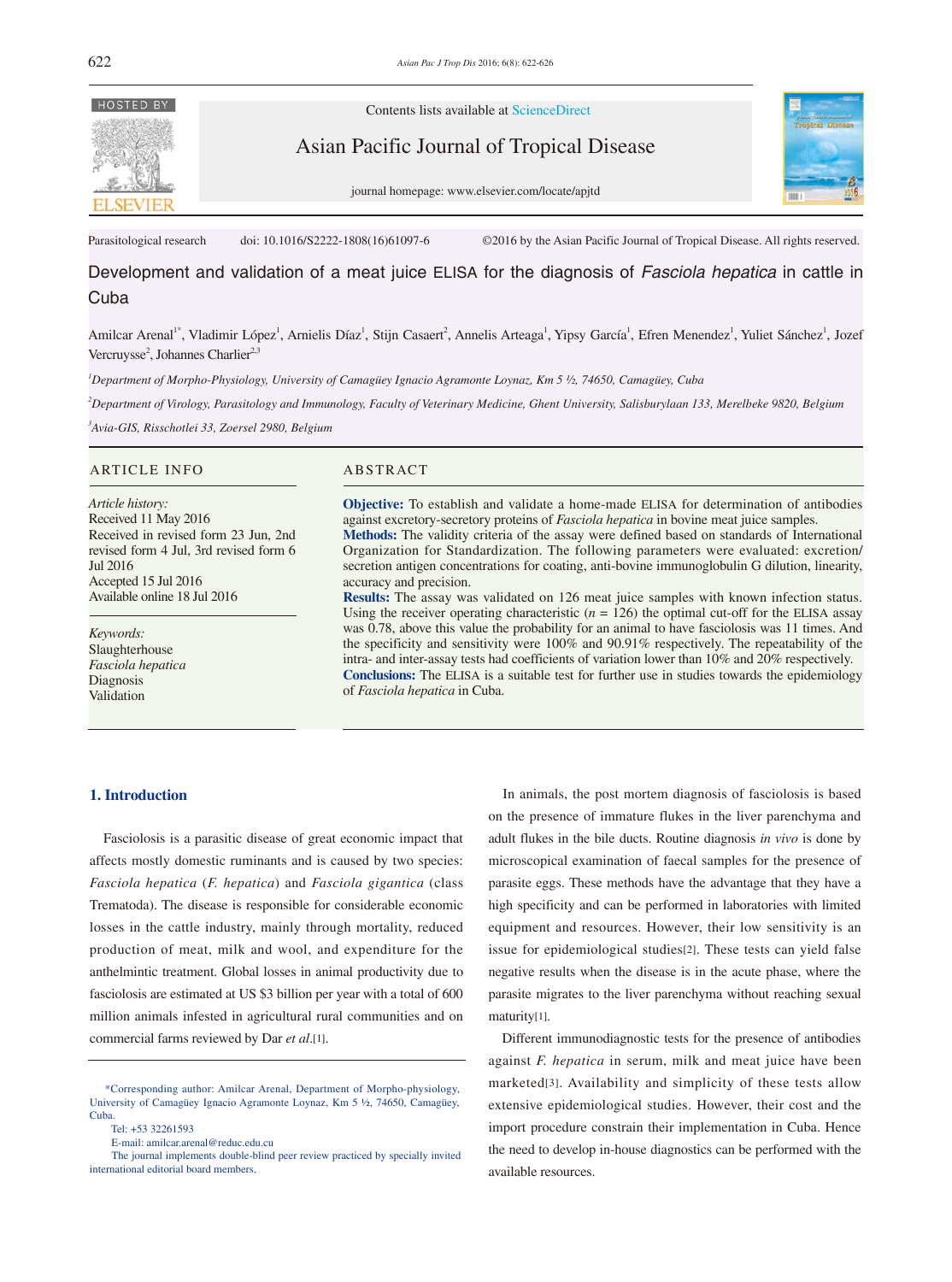Parasitological research doi: 10.1016/S2222-1808(16)61097-6 ©2016 by the Asian Pacific Journal of Tropical Disease. All rights reserved.

# Development and validation of a meat juice ELISA for the diagnosis of *Fasciola hepatica* in cattle in Cuba

Amilcar Arenal[1*], Vladimir López[1], Arnielis Díaz[1], Stijn Casaert[2], Annelis Arteaga[1], Yipsy García[1], Efren Menendez[1], Yuliet Sánchez[1], Jozef Vercruysse[2], Johannes Charlier[2,3]

[1]*Department of Morpho-Physiology, University of Camagüey Ignacio Agramonte Loynaz, Km 5 ½, 74650, Camagüey, Cuba*

[2]*Department of Virology, Parasitology and Immunology, Faculty of Veterinary Medicine, Ghent University, Salisburylaan 133, Merelbeke 9820, Belgium*

[3]*Avia-GIS, Risschotlei 33, Zoersel 2980, Belgium*

## ARTICLE INFO

*Article history:*
Received 11 May 2016
Received in revised form 23 Jun, 2nd revised form 4 Jul, 3rd revised form 6 Jul 2016
Accepted 15 Jul 2016
Available online 18 Jul 2016

*Keywords:*
Slaughterhouse
*Fasciola hepatica*
Diagnosis
Validation

## ABSTRACT

**Objective:** To establish and validate a home-made ELISA for determination of antibodies against excretory-secretory proteins of *Fasciola hepatica* in bovine meat juice samples.
**Methods:** The validity criteria of the assay were defined based on standards of International Organization for Standardization. The following parameters were evaluated: excretion/secretion antigen concentrations for coating, anti-bovine immunoglobulin G dilution, linearity, accuracy and precision.
**Results:** The assay was validated on 126 meat juice samples with known infection status. Using the receiver operating characteristic ($n$ = 126) the optimal cut-off for the ELISA assay was 0.78, above this value the probability for an animal to have fasciolosis was 11 times. And the specificity and sensitivity were 100% and 90.91% respectively. The repeatability of the intra- and inter-assay tests had coefficients of variation lower than 10% and 20% respectively.
**Conclusions:** The ELISA is a suitable test for further use in studies towards the epidemiology of *Fasciola hepatica* in Cuba.

## 1. Introduction

Fasciolosis is a parasitic disease of great economic impact that affects mostly domestic ruminants and is caused by two species: *Fasciola hepatica* (*F. hepatica*) and *Fasciola gigantica* (class Trematoda). The disease is responsible for considerable economic losses in the cattle industry, mainly through mortality, reduced production of meat, milk and wool, and expenditure for the anthelmintic treatment. Global losses in animal productivity due to fasciolosis are estimated at US $3 billion per year with a total of 600 million animals infested in agricultural rural communities and on commercial farms reviewed by Dar *et al.*[1].

In animals, the post mortem diagnosis of fasciolosis is based on the presence of immature flukes in the liver parenchyma and adult flukes in the bile ducts. Routine diagnosis *in vivo* is done by microscopical examination of faecal samples for the presence of parasite eggs. These methods have the advantage that they have a high specificity and can be performed in laboratories with limited equipment and resources. However, their low sensitivity is an issue for epidemiological studies[2]. These tests can yield false negative results when the disease is in the acute phase, where the parasite migrates to the liver parenchyma without reaching sexual maturity[1].

Different immunodiagnostic tests for the presence of antibodies against *F. hepatica* in serum, milk and meat juice have been marketed[3]. Availability and simplicity of these tests allow extensive epidemiological studies. However, their cost and the import procedure constrain their implementation in Cuba. Hence the need to develop in-house diagnostics can be performed with the available resources.

*Corresponding author: Amilcar Arenal, Department of Morpho-physiology, University of Camagüey Ignacio Agramonte Loynaz, Km 5 ½, 74650, Camagüey, Cuba.
Tel: +53 32261593
E-mail: amilcar.arenal@reduc.edu.cu
The journal implements double-blind peer review practiced by specially invited international editorial board members.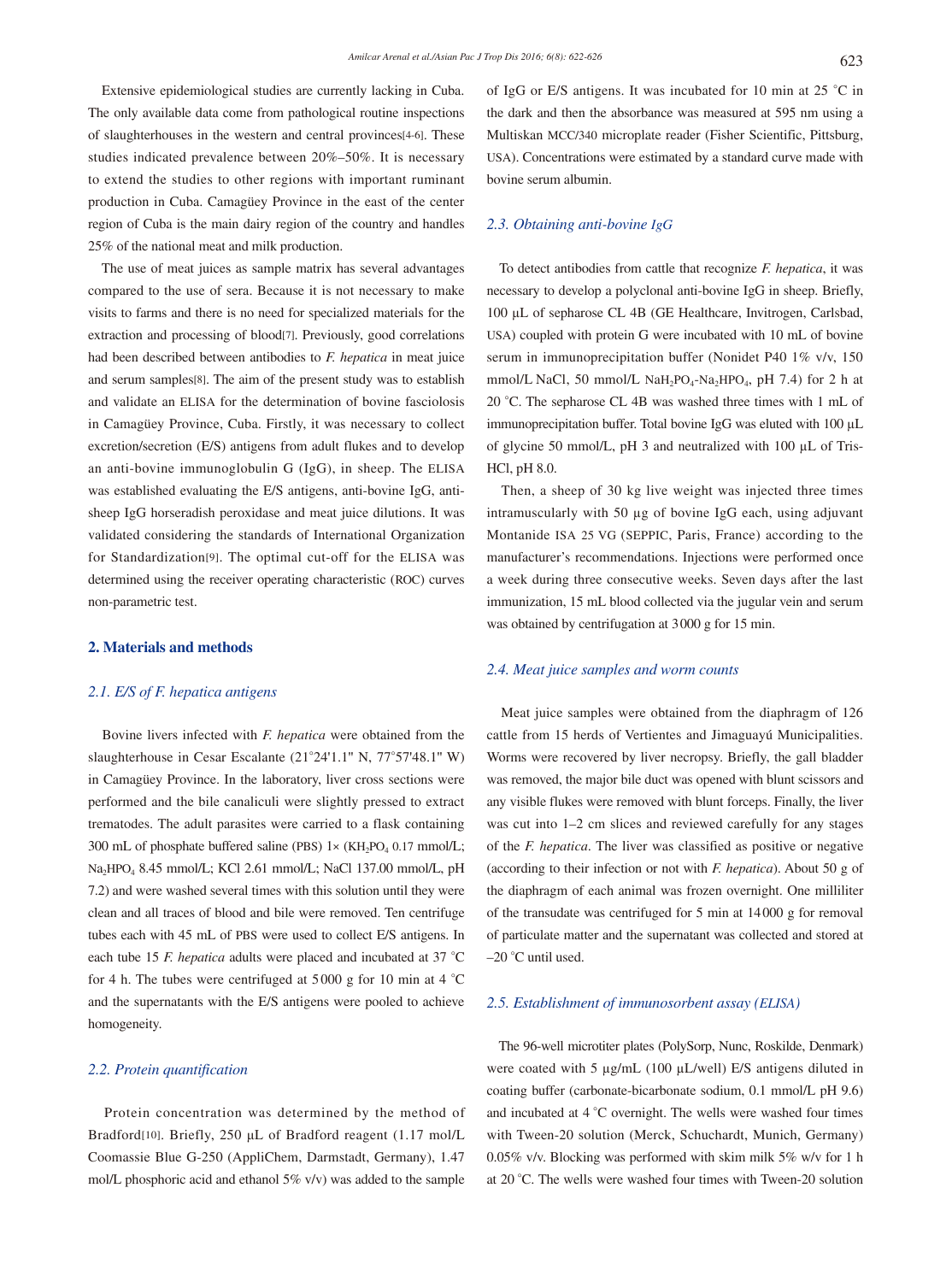Extensive epidemiological studies are currently lacking in Cuba. The only available data come from pathological routine inspections of slaughterhouses in the western and central provinces[4-6]. These studies indicated prevalence between 20%–50%. It is necessary to extend the studies to other regions with important ruminant production in Cuba. Camagüey Province in the east of the center region of Cuba is the main dairy region of the country and handles 25% of the national meat and milk production.

The use of meat juices as sample matrix has several advantages compared to the use of sera. Because it is not necessary to make visits to farms and there is no need for specialized materials for the extraction and processing of blood[7]. Previously, good correlations had been described between antibodies to *F. hepatica* in meat juice and serum samples[8]. The aim of the present study was to establish and validate an ELISA for the determination of bovine fasciolosis in Camagüey Province, Cuba. Firstly, it was necessary to collect excretion/secretion (E/S) antigens from adult flukes and to develop an anti-bovine immunoglobulin G (IgG), in sheep. The ELISA was established evaluating the E/S antigens, anti-bovine IgG, anti-sheep IgG horseradish peroxidase and meat juice dilutions. It was validated considering the standards of International Organization for Standardization[9]. The optimal cut-off for the ELISA was determined using the receiver operating characteristic (ROC) curves non-parametric test.

## 2. Materials and methods

### 2.1. E/S of *F. hepatica* antigens

Bovine livers infected with *F. hepatica* were obtained from the slaughterhouse in Cesar Escalante (21°24'1.1" N, 77°57'48.1" W) in Camagüey Province. In the laboratory, liver cross sections were performed and the bile canaliculi were slightly pressed to extract trematodes. The adult parasites were carried to a flask containing 300 mL of phosphate buffered saline (PBS) 1× ($KH_2PO_4$ 0.17 mmol/L; $Na_2HPO_4$ 8.45 mmol/L; KCl 2.61 mmol/L; NaCl 137.00 mmol/L, pH 7.2) and were washed several times with this solution until they were clean and all traces of blood and bile were removed. Ten centrifuge tubes each with 45 mL of PBS were used to collect E/S antigens. In each tube 15 *F. hepatica* adults were placed and incubated at 37 °C for 4 h. The tubes were centrifuged at 5 000 g for 10 min at 4 °C and the supernatants with the E/S antigens were pooled to achieve homogeneity.

### 2.2. Protein quantification

Protein concentration was determined by the method of Bradford[10]. Briefly, 250 µL of Bradford reagent (1.17 mol/L Coomassie Blue G-250 (AppliChem, Darmstadt, Germany), 1.47 mol/L phosphoric acid and ethanol 5% v/v) was added to the sample of IgG or E/S antigens. It was incubated for 10 min at 25 °C in the dark and then the absorbance was measured at 595 nm using a Multiskan MCC/340 microplate reader (Fisher Scientific, Pittsburg, USA). Concentrations were estimated by a standard curve made with bovine serum albumin.

### 2.3. Obtaining anti-bovine IgG

To detect antibodies from cattle that recognize *F. hepatica*, it was necessary to develop a polyclonal anti-bovine IgG in sheep. Briefly, 100 µL of sepharose CL 4B (GE Healthcare, Invitrogen, Carlsbad, USA) coupled with protein G were incubated with 10 mL of bovine serum in immunoprecipitation buffer (Nonidet P40 1% v/v, 150 mmol/L NaCl, 50 mmol/L $NaH_2PO_4$-$Na_2HPO_4$, pH 7.4) for 2 h at 20 °C. The sepharose CL 4B was washed three times with 1 mL of immunoprecipitation buffer. Total bovine IgG was eluted with 100 µL of glycine 50 mmol/L, pH 3 and neutralized with 100 µL of Tris-HCl, pH 8.0.

Then, a sheep of 30 kg live weight was injected three times intramuscularly with 50 µg of bovine IgG each, using adjuvant Montanide ISA 25 VG (SEPPIC, Paris, France) according to the manufacturer's recommendations. Injections were performed once a week during three consecutive weeks. Seven days after the last immunization, 15 mL blood collected via the jugular vein and serum was obtained by centrifugation at 3 000 g for 15 min.

### 2.4. Meat juice samples and worm counts

Meat juice samples were obtained from the diaphragm of 126 cattle from 15 herds of Vertientes and Jimaguayú Municipalities. Worms were recovered by liver necropsy. Briefly, the gall bladder was removed, the major bile duct was opened with blunt scissors and any visible flukes were removed with blunt forceps. Finally, the liver was cut into 1–2 cm slices and reviewed carefully for any stages of the *F. hepatica*. The liver was classified as positive or negative (according to their infection or not with *F. hepatica*). About 50 g of the diaphragm of each animal was frozen overnight. One milliliter of the transudate was centrifuged for 5 min at 14 000 g for removal of particulate matter and the supernatant was collected and stored at –20 °C until used.

### 2.5. Establishment of immunosorbent assay (ELISA)

The 96-well microtiter plates (PolySorp, Nunc, Roskilde, Denmark) were coated with 5 µg/mL (100 µL/well) E/S antigens diluted in coating buffer (carbonate-bicarbonate sodium, 0.1 mmol/L pH 9.6) and incubated at 4 °C overnight. The wells were washed four times with Tween-20 solution (Merck, Schuchardt, Munich, Germany) 0.05% v/v. Blocking was performed with skim milk 5% w/v for 1 h at 20 °C. The wells were washed four times with Tween-20 solution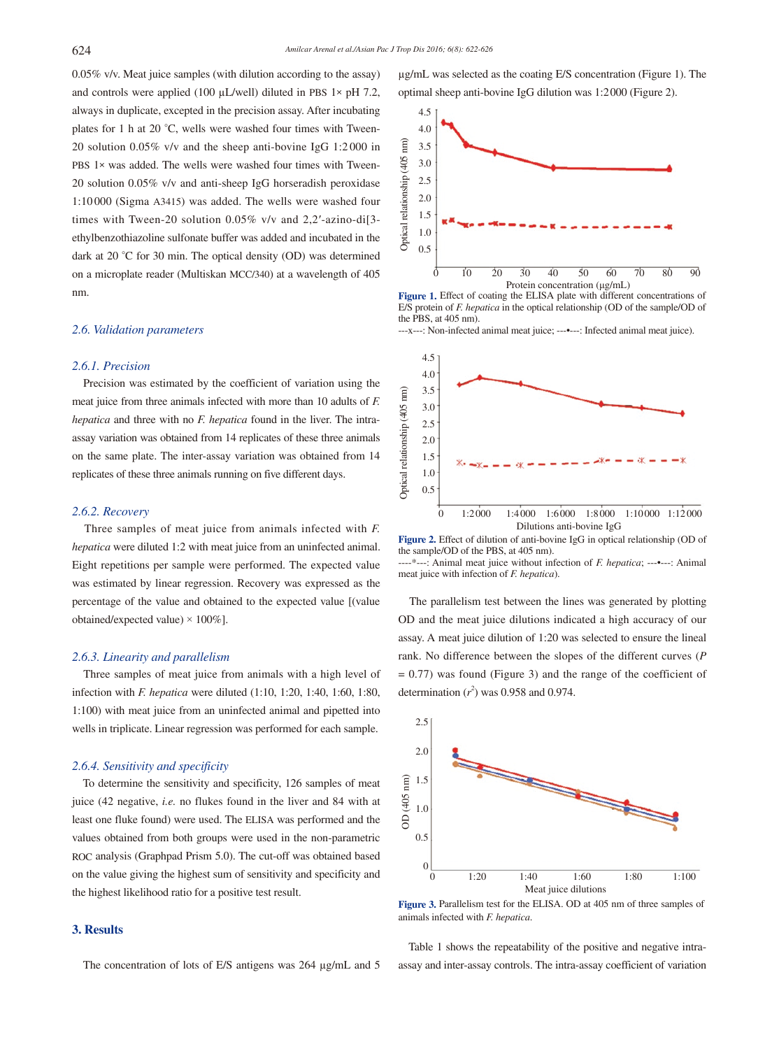0.05% v/v. Meat juice samples (with dilution according to the assay) and controls were applied (100 µL/well) diluted in PBS 1× pH 7.2, always in duplicate, excepted in the precision assay. After incubating plates for 1 h at 20 °C, wells were washed four times with Tween-20 solution 0.05% v/v and the sheep anti-bovine IgG 1:2 000 in PBS 1× was added. The wells were washed four times with Tween-20 solution 0.05% v/v and anti-sheep IgG horseradish peroxidase 1:10 000 (Sigma A3415) was added. The wells were washed four times with Tween-20 solution 0.05% v/v and 2,2′-azino-di[3-ethylbenzothiazoline sulfonate buffer was added and incubated in the dark at 20 °C for 30 min. The optical density (OD) was determined on a microplate reader (Multiskan MCC/340) at a wavelength of 405 nm.

### 2.6. Validation parameters

#### 2.6.1. Precision

Precision was estimated by the coefficient of variation using the meat juice from three animals infected with more than 10 adults of *F. hepatica* and three with no *F. hepatica* found in the liver. The intra-assay variation was obtained from 14 replicates of these three animals on the same plate. The inter-assay variation was obtained from 14 replicates of these three animals running on five different days.

#### 2.6.2. Recovery

Three samples of meat juice from animals infected with *F. hepatica* were diluted 1:2 with meat juice from an uninfected animal. Eight repetitions per sample were performed. The expected value was estimated by linear regression. Recovery was expressed as the percentage of the value and obtained to the expected value [(value obtained/expected value) × 100%].

#### 2.6.3. Linearity and parallelism

Three samples of meat juice from animals with a high level of infection with *F. hepatica* were diluted (1:10, 1:20, 1:40, 1:60, 1:80, 1:100) with meat juice from an uninfected animal and pipetted into wells in triplicate. Linear regression was performed for each sample.

#### 2.6.4. Sensitivity and specificity

To determine the sensitivity and specificity, 126 samples of meat juice (42 negative, *i.e.* no flukes found in the liver and 84 with at least one fluke found) were used. The ELISA was performed and the values obtained from both groups were used in the non-parametric ROC analysis (Graphpad Prism 5.0). The cut-off was obtained based on the value giving the highest sum of sensitivity and specificity and the highest likelihood ratio for a positive test result.

## 3. Results

The concentration of lots of E/S antigens was 264 µg/mL and 5 µg/mL was selected as the coating E/S concentration (Figure 1). The optimal sheep anti-bovine IgG dilution was 1:2 000 (Figure 2).

Optical relationship (405 nm)
4.5
4.0
3.5
3.0
2.5
2.0
1.5
1.0
0.5
0 10 20 30 40 50 60 70 80 90
Protein concentration (µg/mL)

**Figure 1.** Effect of coating the ELISA plate with different concentrations of E/S protein of *F. hepatica* in the optical relationship (OD of the sample/OD of the PBS, at 405 nm).
---x---: Non-infected animal meat juice; ---•---: Infected animal meat juice).

Optical relationship (405 nm)
4.5
4.0
3.5
3.0
2.5
2.0
1.5
1.0
0.5
0 1:2 000 1:4 000 1:6 000 1:8 000 1:10 000 1:12 000
Dilutions anti-bovine IgG

**Figure 2.** Effect of dilution of anti-bovine IgG in optical relationship (OD of the sample/OD of the PBS, at 405 nm).
----*---: Animal meat juice without infection of *F. hepatica*; ---•---: Animal meat juice with infection of *F. hepatica*).

The parallelism test between the lines was generated by plotting OD and the meat juice dilutions indicated a high accuracy of our assay. A meat juice dilution of 1:20 was selected to ensure the lineal rank. No difference between the slopes of the different curves ($P = 0.77$) was found (Figure 3) and the range of the coefficient of determination ($r^2$) was 0.958 and 0.974.

OD (405 nm)
2.5
2.0
1.5
1.0
0.5
0
0 1:20 1:40 1:60 1:80 1:100
Meat juice dilutions

**Figure 3.** Parallelism test for the ELISA. OD at 405 nm of three samples of animals infected with *F. hepatica*.

Table 1 shows the repeatability of the positive and negative intra-assay and inter-assay controls. The intra-assay coefficient of variation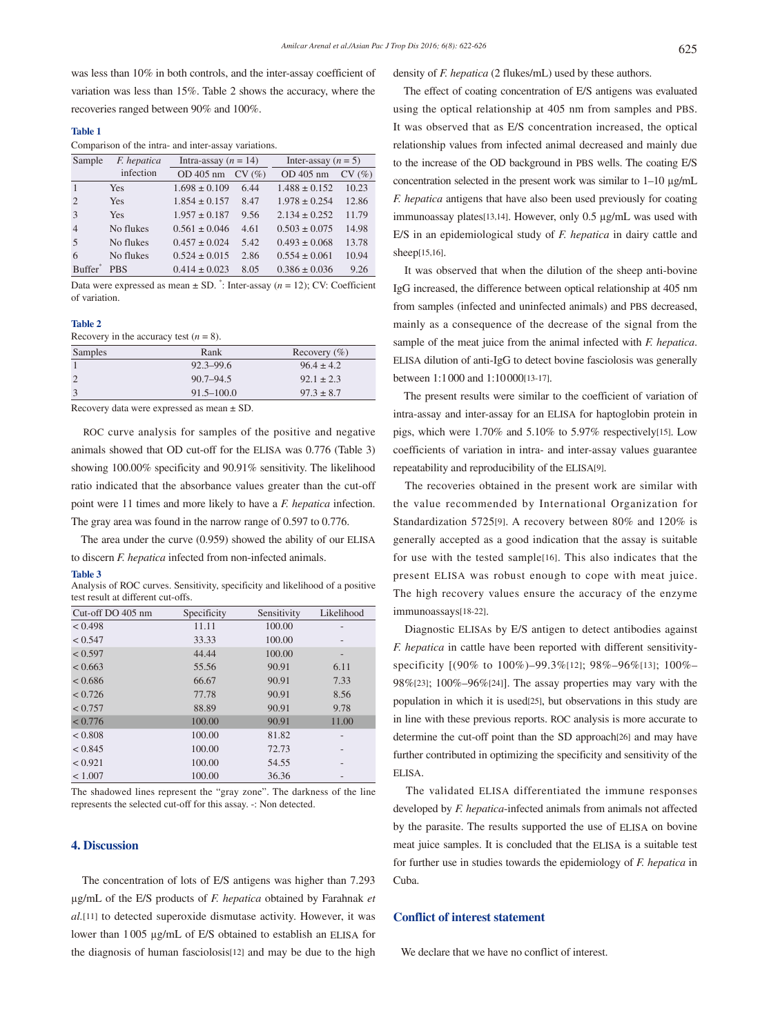was less than 10% in both controls, and the inter-assay coefficient of variation was less than 15%. Table 2 shows the accuracy, where the recoveries ranged between 90% and 100%.

**Table 1**

Comparison of the intra- and inter-assay variations.

| Sample | *F. hepatica* infection | Intra-assay ($n$ = 14) | | Inter-assay ($n$ = 5) | |
|---|---|---|---|---|---|
| | | OD 405 nm | CV (%) | OD 405 nm | CV (%) |
| 1 | Yes | 1.698 ± 0.109 | 6.44 | 1.488 ± 0.152 | 10.23 |
| 2 | Yes | 1.854 ± 0.157 | 8.47 | 1.978 ± 0.254 | 12.86 |
| 3 | Yes | 1.957 ± 0.187 | 9.56 | 2.134 ± 0.252 | 11.79 |
| 4 | No flukes | 0.561 ± 0.046 | 4.61 | 0.503 ± 0.075 | 14.98 |
| 5 | No flukes | 0.457 ± 0.024 | 5.42 | 0.493 ± 0.068 | 13.78 |
| 6 | No flukes | 0.524 ± 0.015 | 2.86 | 0.554 ± 0.061 | 10.94 |
| Buffer* | PBS | 0.414 ± 0.023 | 8.05 | 0.386 ± 0.036 | 9.26 |

Data were expressed as mean ± SD. *: Inter-assay ($n$ = 12); CV: Coefficient of variation.

**Table 2**

Recovery in the accuracy test ($n$ = 8).

| Samples | Rank | Recovery (%) |
|---|---|---|
| 1 | 92.3–99.6 | 96.4 ± 4.2 |
| 2 | 90.7–94.5 | 92.1 ± 2.3 |
| 3 | 91.5–100.0 | 97.3 ± 8.7 |

Recovery data were expressed as mean ± SD.

ROC curve analysis for samples of the positive and negative animals showed that OD cut-off for the ELISA was 0.776 (Table 3) showing 100.00% specificity and 90.91% sensitivity. The likelihood ratio indicated that the absorbance values greater than the cut-off point were 11 times and more likely to have a *F. hepatica* infection. The gray area was found in the narrow range of 0.597 to 0.776.

The area under the curve (0.959) showed the ability of our ELISA to discern *F. hepatica* infected from non-infected animals.

**Table 3**

Analysis of ROC curves. Sensitivity, specificity and likelihood of a positive test result at different cut-offs.

| Cut-off DO 405 nm | Specificity | Sensitivity | Likelihood |
|---|---|---|---|
| < 0.498 | 11.11 | 100.00 | - |
| < 0.547 | 33.33 | 100.00 | - |
| < 0.597 | 44.44 | 100.00 | - |
| < 0.663 | 55.56 | 90.91 | 6.11 |
| < 0.686 | 66.67 | 90.91 | 7.33 |
| < 0.726 | 77.78 | 90.91 | 8.56 |
| < 0.757 | 88.89 | 90.91 | 9.78 |
| < 0.776 | 100.00 | 90.91 | 11.00 |
| < 0.808 | 100.00 | 81.82 | - |
| < 0.845 | 100.00 | 72.73 | - |
| < 0.921 | 100.00 | 54.55 | - |
| < 1.007 | 100.00 | 36.36 | - |

The shadowed lines represent the "gray zone". The darkness of the line represents the selected cut-off for this assay. -: Non detected.

## 4. Discussion

The concentration of lots of E/S antigens was higher than 7.293 µg/mL of the E/S products of *F. hepatica* obtained by Farahnak *et al.*[11] to detected superoxide dismutase activity. However, it was lower than 1 005 µg/mL of E/S obtained to establish an ELISA for the diagnosis of human fasciolosis[12] and may be due to the high density of *F. hepatica* (2 flukes/mL) used by these authors.

The effect of coating concentration of E/S antigens was evaluated using the optical relationship at 405 nm from samples and PBS. It was observed that as E/S concentration increased, the optical relationship values from infected animal decreased and mainly due to the increase of the OD background in PBS wells. The coating E/S concentration selected in the present work was similar to 1–10 µg/mL *F. hepatica* antigens that have also been used previously for coating immunoassay plates[13,14]. However, only 0.5 µg/mL was used with E/S in an epidemiological study of *F. hepatica* in dairy cattle and sheep[15,16].

It was observed that when the dilution of the sheep anti-bovine IgG increased, the difference between optical relationship at 405 nm from samples (infected and uninfected animals) and PBS decreased, mainly as a consequence of the decrease of the signal from the sample of the meat juice from the animal infected with *F. hepatica*. ELISA dilution of anti-IgG to detect bovine fasciolosis was generally between 1:1 000 and 1:10 000[13-17].

The present results were similar to the coefficient of variation of intra-assay and inter-assay for an ELISA for haptoglobin protein in pigs, which were 1.70% and 5.10% to 5.97% respectively[15]. Low coefficients of variation in intra- and inter-assay values guarantee repeatability and reproducibility of the ELISA[9].

The recoveries obtained in the present work are similar with the value recommended by International Organization for Standardization 5725[9]. A recovery between 80% and 120% is generally accepted as a good indication that the assay is suitable for use with the tested sample[16]. This also indicates that the present ELISA was robust enough to cope with meat juice. The high recovery values ensure the accuracy of the enzyme immunoassays[18-22].

Diagnostic ELISAs by E/S antigen to detect antibodies against *F. hepatica* in cattle have been reported with different sensitivity-specificity [(90% to 100%)–99.3%[12]; 98%–96%[13]; 100%–98%[23]; 100%–96%[24]]. The assay properties may vary with the population in which it is used[25], but observations in this study are in line with these previous reports. ROC analysis is more accurate to determine the cut-off point than the SD approach[26] and may have further contributed in optimizing the specificity and sensitivity of the ELISA.

The validated ELISA differentiated the immune responses developed by *F. hepatica*-infected animals from animals not affected by the parasite. The results supported the use of ELISA on bovine meat juice samples. It is concluded that the ELISA is a suitable test for further use in studies towards the epidemiology of *F. hepatica* in Cuba.

## Conflict of interest statement

We declare that we have no conflict of interest.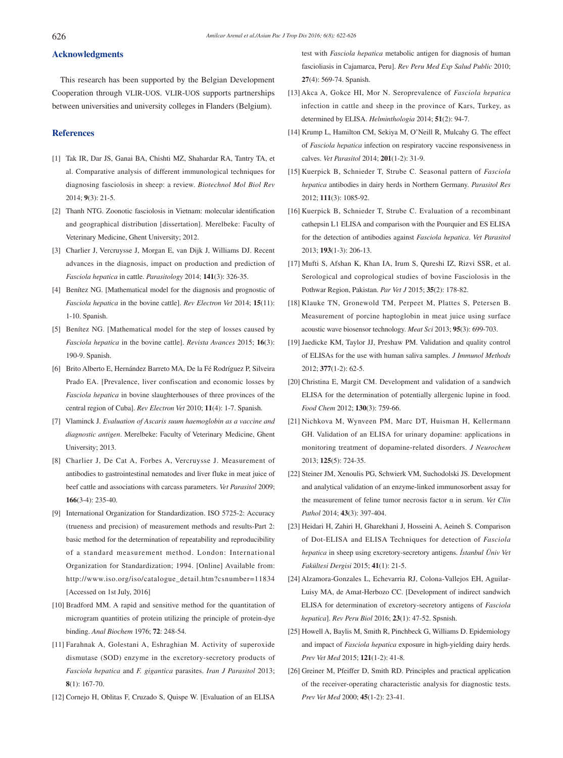## Acknowledgments

This research has been supported by the Belgian Development Cooperation through VLIR-UOS. VLIR-UOS supports partnerships between universities and university colleges in Flanders (Belgium).

## References

[1] Tak IR, Dar JS, Ganai BA, Chishti MZ, Shahardar RA, Tantry TA, et al. Comparative analysis of different immunological techniques for diagnosing fasciolosis in sheep: a review. *Biotechnol Mol Biol Rev* 2014; **9**(3): 21-5.

[2] Thanh NTG. Zoonotic fasciolosis in Vietnam: molecular identification and geographical distribution [dissertation]. Merelbeke: Faculty of Veterinary Medicine, Ghent University; 2012.

[3] Charlier J, Vercruysse J, Morgan E, van Dijk J, Williams DJ. Recent advances in the diagnosis, impact on production and prediction of *Fasciola hepatica* in cattle. *Parasitology* 2014; **141**(3): 326-35.

[4] Benítez NG. [Mathematical model for the diagnosis and prognostic of *Fasciola hepatica* in the bovine cattle]. *Rev Electron Vet* 2014; **15**(11): 1-10. Spanish.

[5] Benítez NG. [Mathematical model for the step of losses caused by *Fasciola hepatica* in the bovine cattle]. *Revista Avances* 2015; **16**(3): 190-9. Spanish.

[6] Brito Alberto E, Hernández Barreto MA, De la Fé Rodríguez P, Silveira Prado EA. [Prevalence, liver confiscation and economic losses by *Fasciola hepatica* in bovine slaughterhouses of three provinces of the central region of Cuba]. *Rev Electron Vet* 2010; **11**(4): 1-7. Spanish.

[7] Vlaminck J. *Evaluation of Ascaris suum haemoglobin as a vaccine and diagnostic antigen*. Merelbeke: Faculty of Veterinary Medicine, Ghent University; 2013.

[8] Charlier J, De Cat A, Forbes A, Vercruysse J. Measurement of antibodies to gastrointestinal nematodes and liver fluke in meat juice of beef cattle and associations with carcass parameters. *Vet Parasitol* 2009; **166**(3-4): 235-40.

[9] International Organization for Standardization. ISO 5725-2: Accuracy (trueness and precision) of measurement methods and results-Part 2: basic method for the determination of repeatability and reproducibility of a standard measurement method. London: International Organization for Standardization; 1994. [Online] Available from: http://www.iso.org/iso/catalogue_detail.htm?csnumber=11834 [Accessed on 1st July, 2016]

[10] Bradford MM. A rapid and sensitive method for the quantitation of microgram quantities of protein utilizing the principle of protein-dye binding. *Anal Biochem* 1976; **72**: 248-54.

[11] Farahnak A, Golestani A, Eshraghian M. Activity of superoxide dismutase (SOD) enzyme in the excretory-secretory products of *Fasciola hepatica* and *F. gigantica* parasites. *Iran J Parasitol* 2013; **8**(1): 167-70.

[12] Cornejo H, Oblitas F, Cruzado S, Quispe W. [Evaluation of an ELISA test with *Fasciola hepatica* metabolic antigen for diagnosis of human fascioliasis in Cajamarca, Peru]. *Rev Peru Med Exp Salud Public* 2010; **27**(4): 569-74. Spanish.

[13] Akca A, Gokce HI, Mor N. Seroprevalence of *Fasciola hepatica* infection in cattle and sheep in the province of Kars, Turkey, as determined by ELISA. *Helminthologia* 2014; **51**(2): 94-7.

[14] Krump L, Hamilton CM, Sekiya M, O'Neill R, Mulcahy G. The effect of *Fasciola hepatica* infection on respiratory vaccine responsiveness in calves. *Vet Parasitol* 2014; **201**(1-2): 31-9.

[15] Kuerpick B, Schnieder T, Strube C. Seasonal pattern of *Fasciola hepatica* antibodies in dairy herds in Northern Germany. *Parasitol Res* 2012; **111**(3): 1085-92.

[16] Kuerpick B, Schnieder T, Strube C. Evaluation of a recombinant cathepsin L1 ELISA and comparison with the Pourquier and ES ELISA for the detection of antibodies against *Fasciola hepatica*. *Vet Parasitol* 2013; **193**(1-3): 206-13.

[17] Mufti S, Afshan K, Khan IA, Irum S, Qureshi IZ, Rizvi SSR, et al. Serological and coprological studies of bovine Fasciolosis in the Pothwar Region, Pakistan. *Par Vet J* 2015; **35**(2): 178-82.

[18] Klauke TN, Gronewold TM, Perpeet M, Plattes S, Petersen B. Measurement of porcine haptoglobin in meat juice using surface acoustic wave biosensor technology. *Meat Sci* 2013; **95**(3): 699-703.

[19] Jaedicke KM, Taylor JJ, Preshaw PM. Validation and quality control of ELISAs for the use with human saliva samples. *J Immunol Methods* 2012; **377**(1-2): 62-5.

[20] Christina E, Margit CM. Development and validation of a sandwich ELISA for the determination of potentially allergenic lupine in food. *Food Chem* 2012; **130**(3): 759-66.

[21] Nichkova M, Wynveen PM, Marc DT, Huisman H, Kellermann GH. Validation of an ELISA for urinary dopamine: applications in monitoring treatment of dopamine-related disorders. *J Neurochem* 2013; **125**(5): 724-35.

[22] Steiner JM, Xenoulis PG, Schwierk VM, Suchodolski JS. Development and analytical validation of an enzyme-linked immunosorbent assay for the measurement of feline tumor necrosis factor α in serum. *Vet Clin Pathol* 2014; **43**(3): 397-404.

[23] Heidari H, Zahiri H, Gharekhani J, Hosseini A, Aeineh S. Comparison of Dot-ELISA and ELISA Techniques for detection of *Fasciola hepatica* in sheep using excretory-secretory antigens. *İstanbul Üniv Vet Fakültesi Dergisi* 2015; **41**(1): 21-5.

[24] Alzamora-Gonzales L, Echevarria RJ, Colona-Vallejos EH, Aguilar-Luisy MA, de Amat-Herbozo CC. [Development of indirect sandwich ELISA for determination of excretory-secretory antigens of *Fasciola hepatica*]. *Rev Peru Biol* 2016; **23**(1): 47-52. Spsnish.

[25] Howell A, Baylis M, Smith R, Pinchbeck G, Williams D. Epidemiology and impact of *Fasciola hepatica* exposure in high-yielding dairy herds. *Prev Vet Med* 2015; **121**(1-2): 41-8.

[26] Greiner M, Pfeiffer D, Smith RD. Principles and practical application of the receiver-operating characteristic analysis for diagnostic tests. *Prev Vet Med* 2000; **45**(1-2): 23-41.